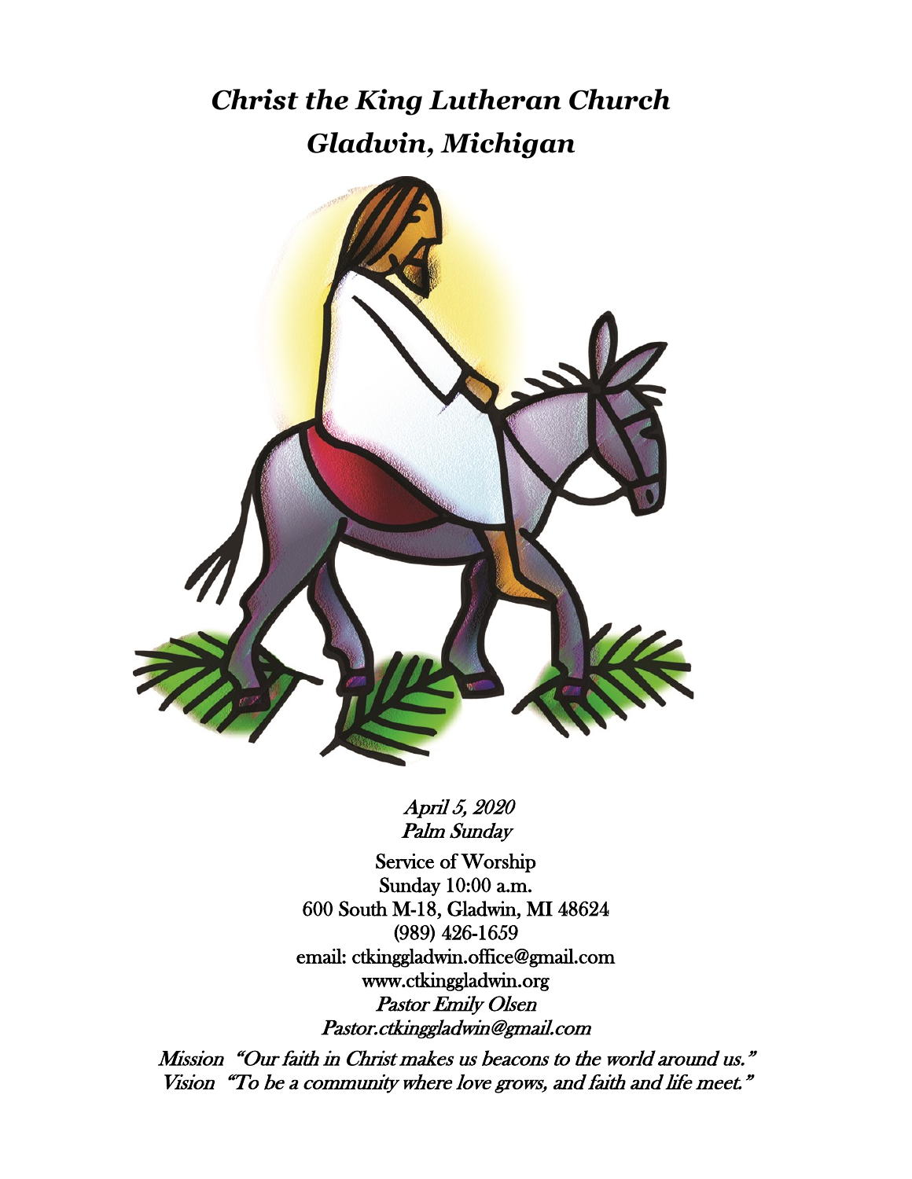# *Christ the King Lutheran Church*
# *Gladwin, Michigan*

*April 5, 2020*
*Palm Sunday*

Service of Worship
Sunday 10:00 a.m.
600 South M-18, Gladwin, MI 48624
(989) 426-1659
email: ctkinggladwin.office@gmail.com
www.ctkinggladwin.org
*Pastor Emily Olsen*
*Pastor.ctkinggladwin@gmail.com*

*Mission "Our faith in Christ makes us beacons to the world around us."*
*Vision "To be a community where love grows, and faith and life meet."*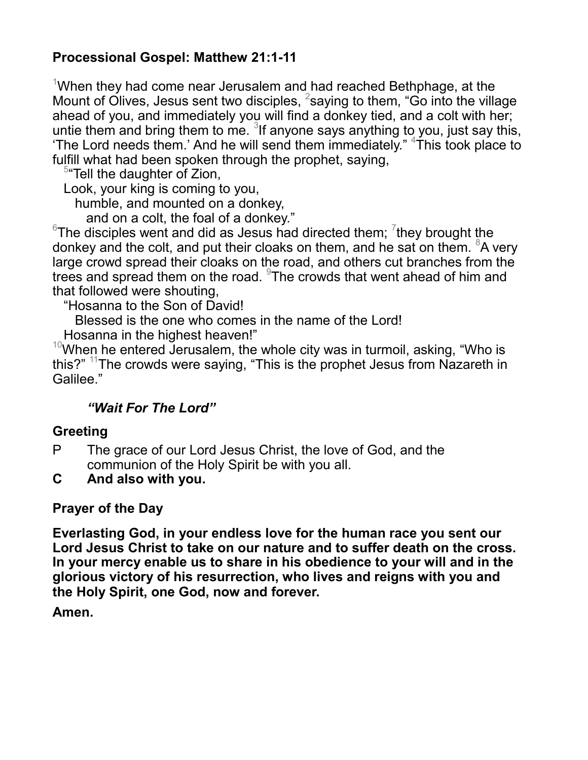**Processional Gospel: Matthew 21:1-11**

[1]When they had come near Jerusalem and had reached Bethphage, at the Mount of Olives, Jesus sent two disciples, [2]saying to them, "Go into the village ahead of you, and immediately you will find a donkey tied, and a colt with her; untie them and bring them to me. [3]If anyone says anything to you, just say this, 'The Lord needs them.' And he will send them immediately." [4]This took place to fulfill what had been spoken through the prophet, saying,

[5]"Tell the daughter of Zion,
Look, your king is coming to you,
humble, and mounted on a donkey,
and on a colt, the foal of a donkey."

[6]The disciples went and did as Jesus had directed them; [7]they brought the donkey and the colt, and put their cloaks on them, and he sat on them. [8]A very large crowd spread their cloaks on the road, and others cut branches from the trees and spread them on the road. [9]The crowds that went ahead of him and that followed were shouting,

"Hosanna to the Son of David!
Blessed is the one who comes in the name of the Lord!
Hosanna in the highest heaven!"

[10]When he entered Jerusalem, the whole city was in turmoil, asking, "Who is this?" [11]The crowds were saying, "This is the prophet Jesus from Nazareth in Galilee."

***"Wait For The Lord"***

**Greeting**

P The grace of our Lord Jesus Christ, the love of God, and the communion of the Holy Spirit be with you all.

**C And also with you.**

**Prayer of the Day**

**Everlasting God, in your endless love for the human race you sent our Lord Jesus Christ to take on our nature and to suffer death on the cross. In your mercy enable us to share in his obedience to your will and in the glorious victory of his resurrection, who lives and reigns with you and the Holy Spirit, one God, now and forever.**

**Amen.**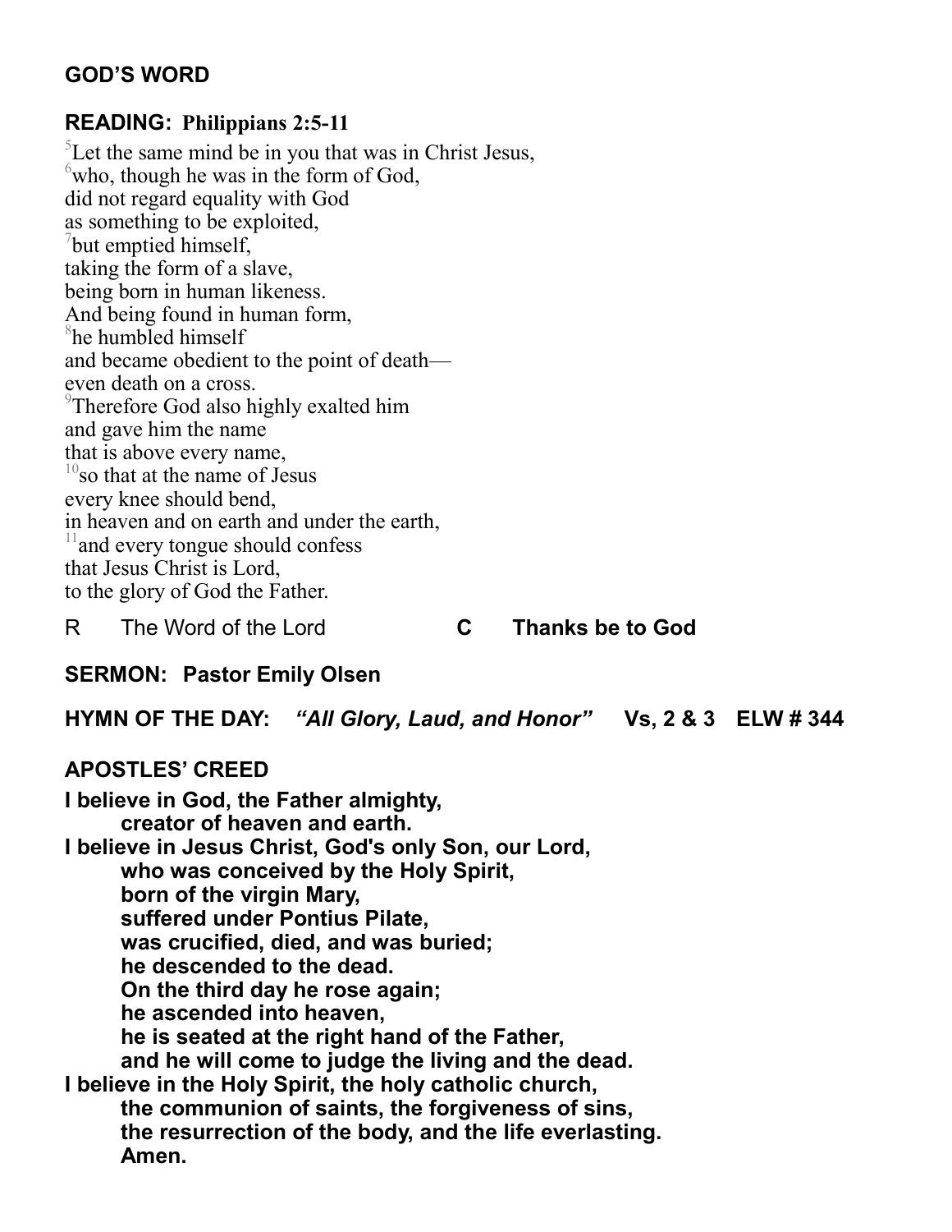## GOD'S WORD

### READING: Philippians 2:5-11

[5]Let the same mind be in you that was in Christ Jesus,
[6]who, though he was in the form of God,
did not regard equality with God
as something to be exploited,
[7]but emptied himself,
taking the form of a slave,
being born in human likeness.
And being found in human form,
[8]he humbled himself
and became obedient to the point of death—
even death on a cross.
[9]Therefore God also highly exalted him
and gave him the name
that is above every name,
[10]so that at the name of Jesus
every knee should bend,
in heaven and on earth and under the earth,
[11]and every tongue should confess
that Jesus Christ is Lord,
to the glory of God the Father.

R The Word of the Lord **C Thanks be to God**

**SERMON: Pastor Emily Olsen**

**HYMN OF THE DAY: *"All Glory, Laud, and Honor"* Vs, 2 & 3 ELW # 344**

### APOSTLES' CREED

**I believe in God, the Father almighty,**
**creator of heaven and earth.**
**I believe in Jesus Christ, God's only Son, our Lord,**
**who was conceived by the Holy Spirit,**
**born of the virgin Mary,**
**suffered under Pontius Pilate,**
**was crucified, died, and was buried;**
**he descended to the dead.**
**On the third day he rose again;**
**he ascended into heaven,**
**he is seated at the right hand of the Father,**
**and he will come to judge the living and the dead.**
**I believe in the Holy Spirit, the holy catholic church,**
**the communion of saints, the forgiveness of sins,**
**the resurrection of the body, and the life everlasting.**
**Amen.**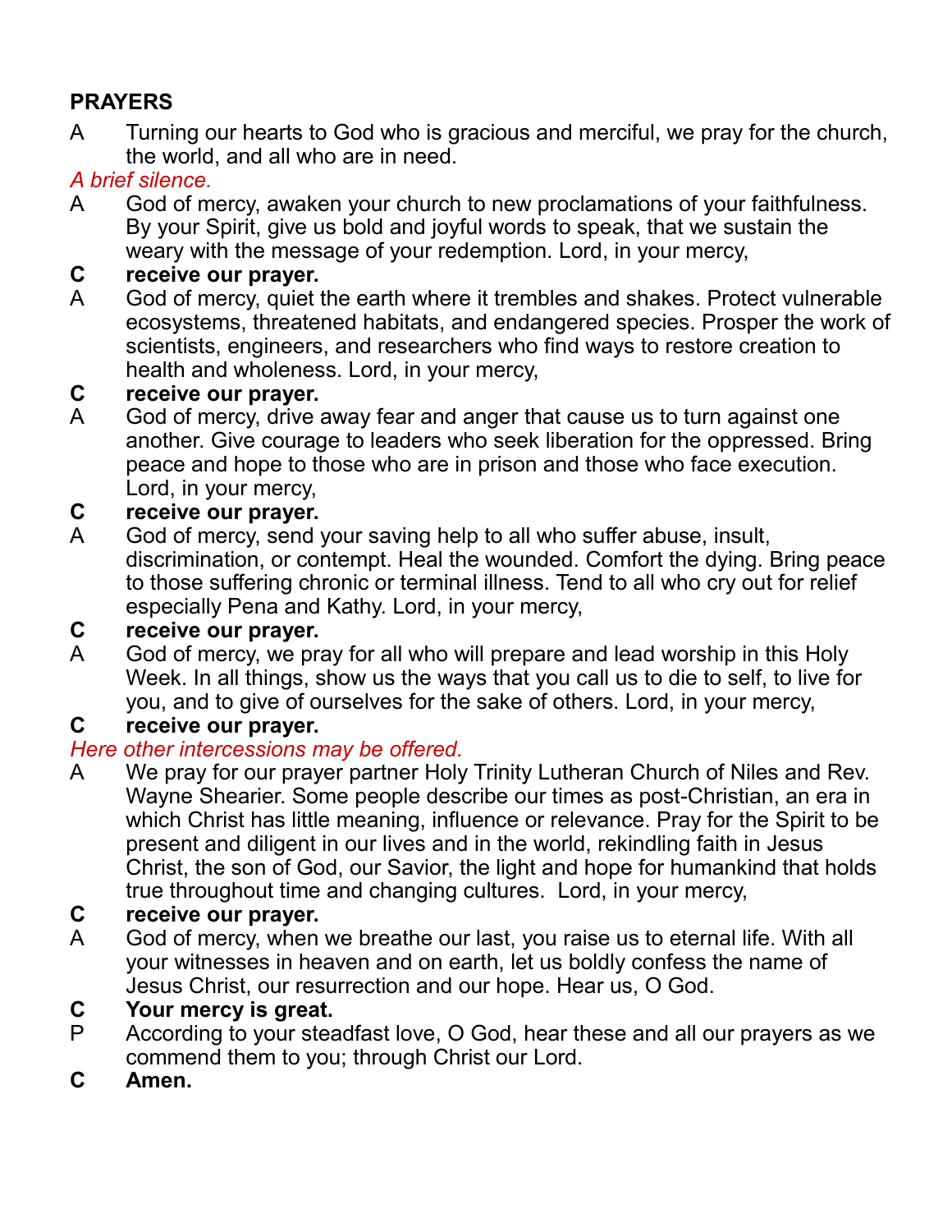**PRAYERS**

A Turning our hearts to God who is gracious and merciful, we pray for the church, the world, and all who are in need.

*A brief silence.*

A God of mercy, awaken your church to new proclamations of your faithfulness. By your Spirit, give us bold and joyful words to speak, that we sustain the weary with the message of your redemption. Lord, in your mercy,

**C receive our prayer.**

A God of mercy, quiet the earth where it trembles and shakes. Protect vulnerable ecosystems, threatened habitats, and endangered species. Prosper the work of scientists, engineers, and researchers who find ways to restore creation to health and wholeness. Lord, in your mercy,

**C receive our prayer.**

A God of mercy, drive away fear and anger that cause us to turn against one another. Give courage to leaders who seek liberation for the oppressed. Bring peace and hope to those who are in prison and those who face execution. Lord, in your mercy,

**C receive our prayer.**

A God of mercy, send your saving help to all who suffer abuse, insult, discrimination, or contempt. Heal the wounded. Comfort the dying. Bring peace to those suffering chronic or terminal illness. Tend to all who cry out for relief especially Pena and Kathy. Lord, in your mercy,

**C receive our prayer.**

A God of mercy, we pray for all who will prepare and lead worship in this Holy Week. In all things, show us the ways that you call us to die to self, to live for you, and to give of ourselves for the sake of others. Lord, in your mercy,

**C receive our prayer.**

*Here other intercessions may be offered.*

A We pray for our prayer partner Holy Trinity Lutheran Church of Niles and Rev. Wayne Shearier. Some people describe our times as post-Christian, an era in which Christ has little meaning, influence or relevance. Pray for the Spirit to be present and diligent in our lives and in the world, rekindling faith in Jesus Christ, the son of God, our Savior, the light and hope for humankind that holds true throughout time and changing cultures. Lord, in your mercy,

**C receive our prayer.**

A God of mercy, when we breathe our last, you raise us to eternal life. With all your witnesses in heaven and on earth, let us boldly confess the name of Jesus Christ, our resurrection and our hope. Hear us, O God.

**C Your mercy is great.**

P According to your steadfast love, O God, hear these and all our prayers as we commend them to you; through Christ our Lord.

**C Amen.**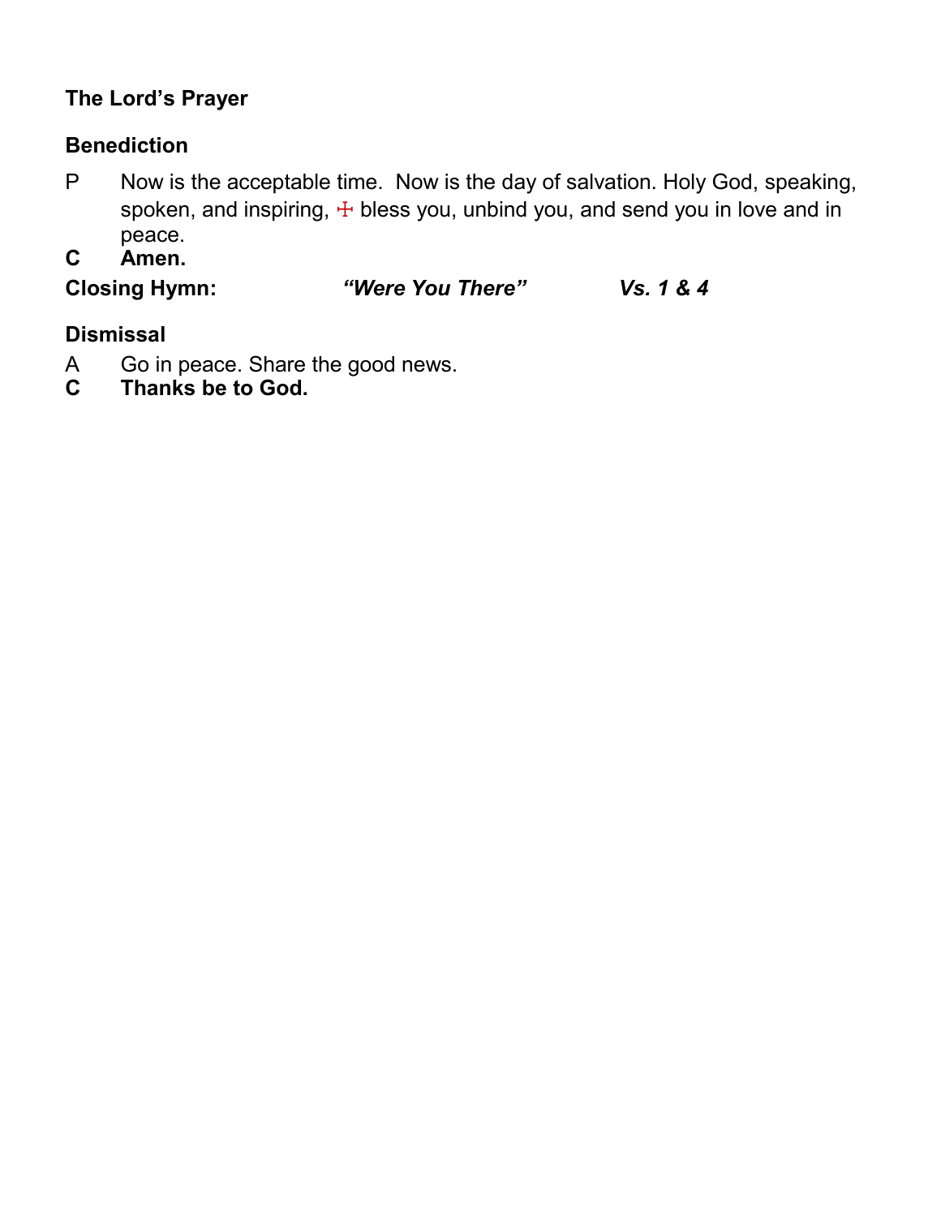**The Lord's Prayer**

**Benediction**

P  Now is the acceptable time.  Now is the day of salvation. Holy God, speaking, spoken, and inspiring, ☩ bless you, unbind you, and send you in love and in peace.

**C  Amen.**

**Closing Hymn:** ***"Were You There"*** ***Vs. 1 & 4***

**Dismissal**

A  Go in peace. Share the good news.

**C  Thanks be to God.**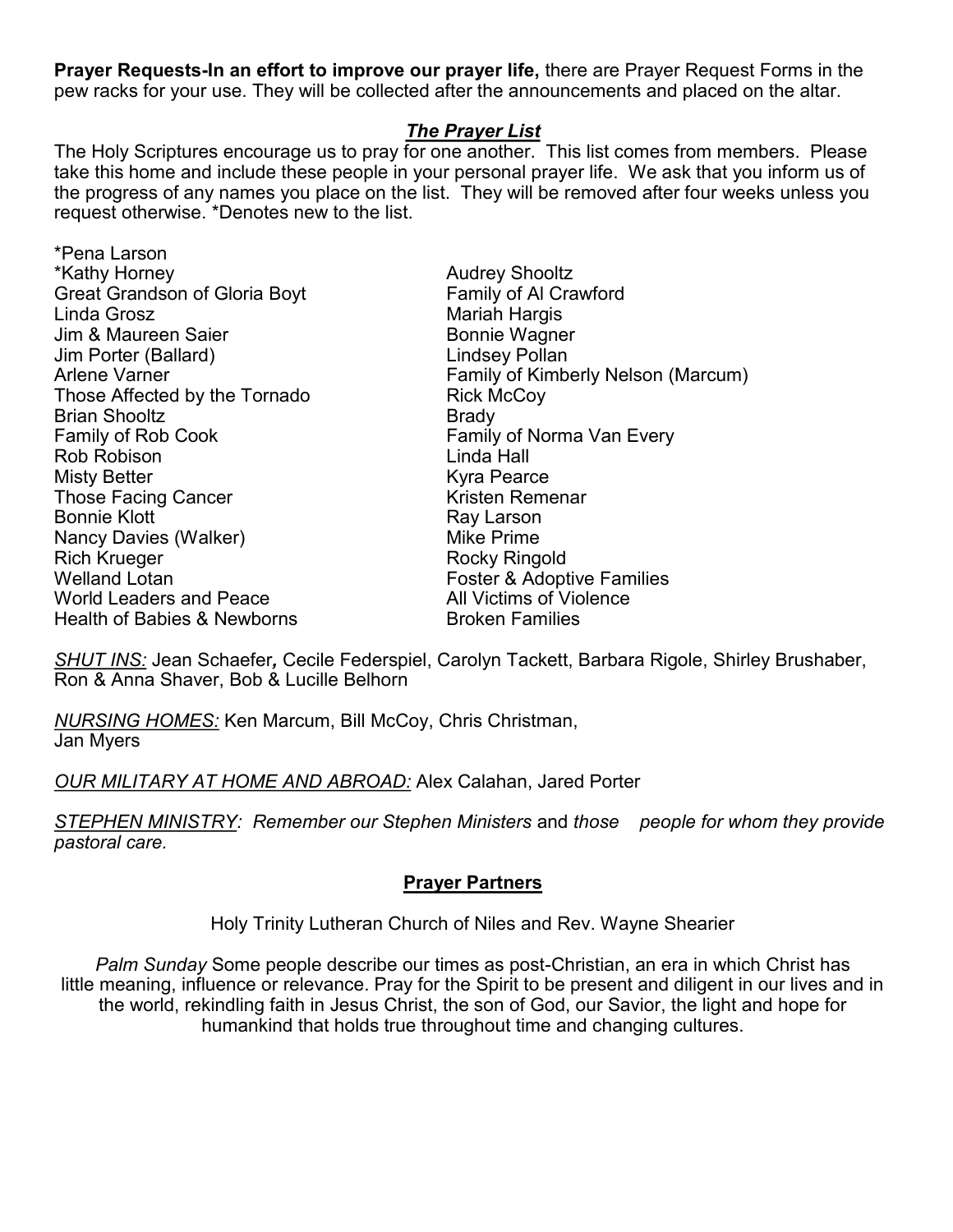**Prayer Requests-In an effort to improve our prayer life,** there are Prayer Request Forms in the pew racks for your use. They will be collected after the announcements and placed on the altar.

### ***The Prayer List***

The Holy Scriptures encourage us to pray for one another. This list comes from members. Please take this home and include these people in your personal prayer life. We ask that you inform us of the progress of any names you place on the list. They will be removed after four weeks unless you request otherwise. *Denotes new to the list.

*Pena Larson
*Kathy Horney
Great Grandson of Gloria Boyt
Linda Grosz
Jim & Maureen Saier
Jim Porter (Ballard)
Arlene Varner
Those Affected by the Tornado
Brian Shooltz
Family of Rob Cook
Rob Robison
Misty Better
Those Facing Cancer
Bonnie Klott
Nancy Davies (Walker)
Rich Krueger
Welland Lotan
World Leaders and Peace
Health of Babies & Newborns
Audrey Shooltz
Family of Al Crawford
Mariah Hargis
Bonnie Wagner
Lindsey Pollan
Family of Kimberly Nelson (Marcum)
Rick McCoy
Brady
Family of Norma Van Every
Linda Hall
Kyra Pearce
Kristen Remenar
Ray Larson
Mike Prime
Rocky Ringold
Foster & Adoptive Families
All Victims of Violence
Broken Families

*SHUT INS:* Jean Schaefer, Cecile Federspiel, Carolyn Tackett, Barbara Rigole, Shirley Brushaber, Ron & Anna Shaver, Bob & Lucille Belhorn

*NURSING HOMES:* Ken Marcum, Bill McCoy, Chris Christman, Jan Myers

*OUR MILITARY AT HOME AND ABROAD:* Alex Calahan, Jared Porter

*STEPHEN MINISTRY: Remember our Stephen Ministers* and *those people for whom they provide pastoral care.*

### **Prayer Partners**

Holy Trinity Lutheran Church of Niles and Rev. Wayne Shearier

*Palm Sunday* Some people describe our times as post-Christian, an era in which Christ has little meaning, influence or relevance. Pray for the Spirit to be present and diligent in our lives and in the world, rekindling faith in Jesus Christ, the son of God, our Savior, the light and hope for humankind that holds true throughout time and changing cultures.